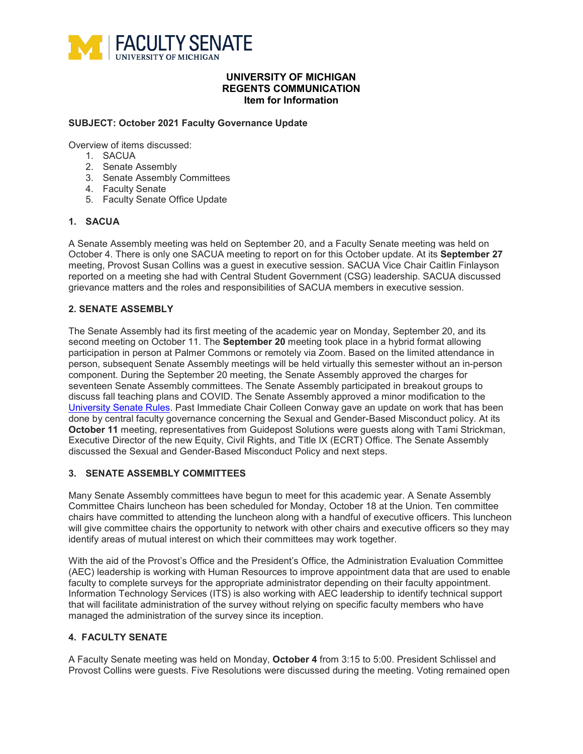**FACULTY SENATE**
UNIVERSITY OF MICHIGAN

**UNIVERSITY OF MICHIGAN**
**REGENTS COMMUNICATION**
**Item for Information**

**SUBJECT: October 2021 Faculty Governance Update**

Overview of items discussed:

1. SACUA
2. Senate Assembly
3. Senate Assembly Committees
4. Faculty Senate
5. Faculty Senate Office Update

## 1. SACUA

A Senate Assembly meeting was held on September 20, and a Faculty Senate meeting was held on October 4. There is only one SACUA meeting to report on for this October update. At its **September 27** meeting, Provost Susan Collins was a guest in executive session. SACUA Vice Chair Caitlin Finlayson reported on a meeting she had with Central Student Government (CSG) leadership. SACUA discussed grievance matters and the roles and responsibilities of SACUA members in executive session.

## 2. SENATE ASSEMBLY

The Senate Assembly had its first meeting of the academic year on Monday, September 20, and its second meeting on October 11. The **September 20** meeting took place in a hybrid format allowing participation in person at Palmer Commons or remotely via Zoom. Based on the limited attendance in person, subsequent Senate Assembly meetings will be held virtually this semester without an in-person component. During the September 20 meeting, the Senate Assembly approved the charges for seventeen Senate Assembly committees. The Senate Assembly participated in breakout groups to discuss fall teaching plans and COVID. The Senate Assembly approved a minor modification to the University Senate Rules. Past Immediate Chair Colleen Conway gave an update on work that has been done by central faculty governance concerning the Sexual and Gender-Based Misconduct policy. At its **October 11** meeting, representatives from Guidepost Solutions were guests along with Tami Strickman, Executive Director of the new Equity, Civil Rights, and Title IX (ECRT) Office. The Senate Assembly discussed the Sexual and Gender-Based Misconduct Policy and next steps.

## 3. SENATE ASSEMBLY COMMITTEES

Many Senate Assembly committees have begun to meet for this academic year. A Senate Assembly Committee Chairs luncheon has been scheduled for Monday, October 18 at the Union. Ten committee chairs have committed to attending the luncheon along with a handful of executive officers. This luncheon will give committee chairs the opportunity to network with other chairs and executive officers so they may identify areas of mutual interest on which their committees may work together.

With the aid of the Provost's Office and the President's Office, the Administration Evaluation Committee (AEC) leadership is working with Human Resources to improve appointment data that are used to enable faculty to complete surveys for the appropriate administrator depending on their faculty appointment. Information Technology Services (ITS) is also working with AEC leadership to identify technical support that will facilitate administration of the survey without relying on specific faculty members who have managed the administration of the survey since its inception.

## 4. FACULTY SENATE

A Faculty Senate meeting was held on Monday, **October 4** from 3:15 to 5:00. President Schlissel and Provost Collins were guests. Five Resolutions were discussed during the meeting. Voting remained open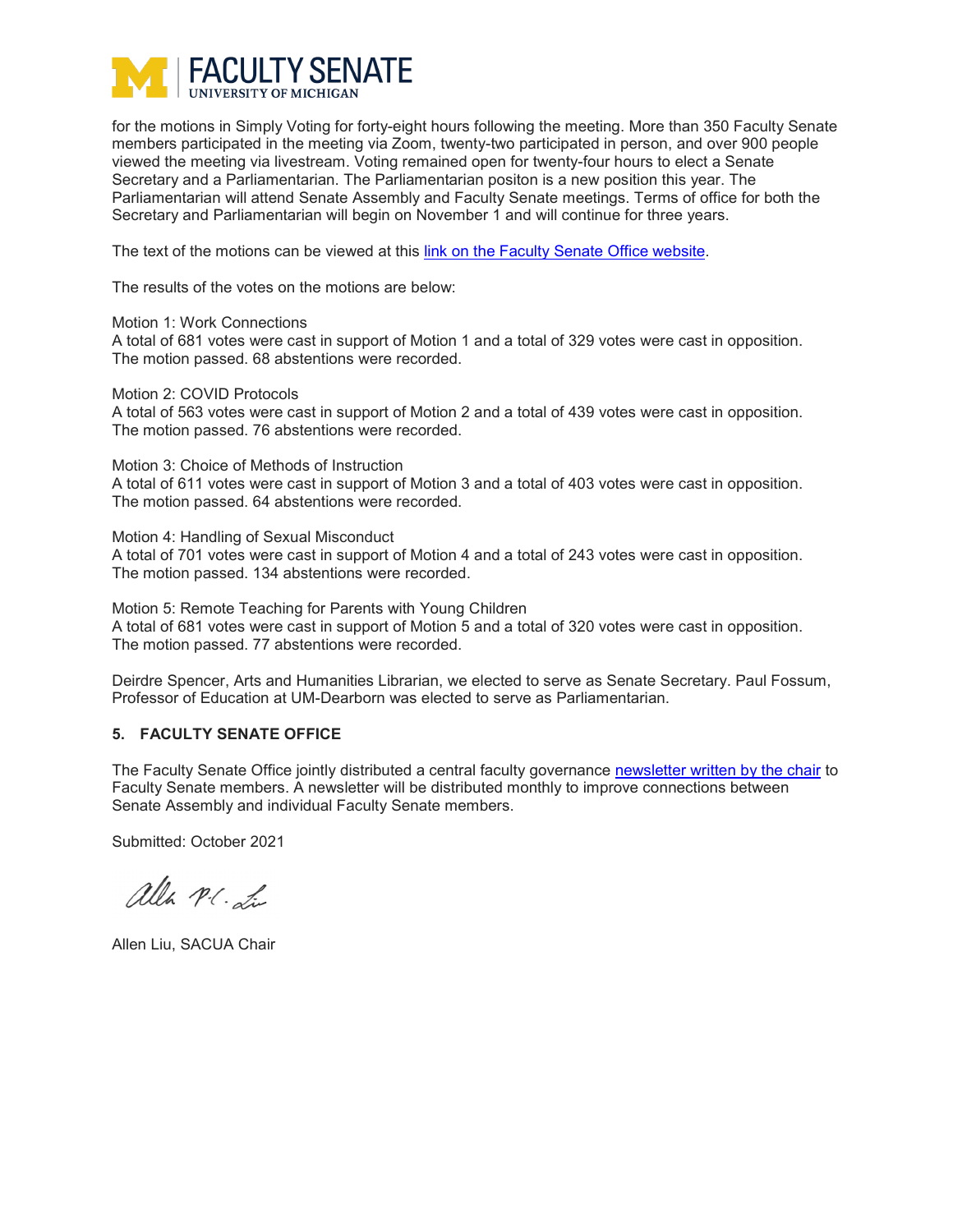for the motions in Simply Voting for forty-eight hours following the meeting. More than 350 Faculty Senate members participated in the meeting via Zoom, twenty-two participated in person, and over 900 people viewed the meeting via livestream. Voting remained open for twenty-four hours to elect a Senate Secretary and a Parliamentarian. The Parliamentarian positon is a new position this year. The Parliamentarian will attend Senate Assembly and Faculty Senate meetings. Terms of office for both the Secretary and Parliamentarian will begin on November 1 and will continue for three years.

The text of the motions can be viewed at this link on the Faculty Senate Office website.

The results of the votes on the motions are below:

Motion 1: Work Connections
A total of 681 votes were cast in support of Motion 1 and a total of 329 votes were cast in opposition. The motion passed. 68 abstentions were recorded.

Motion 2: COVID Protocols
A total of 563 votes were cast in support of Motion 2 and a total of 439 votes were cast in opposition. The motion passed. 76 abstentions were recorded.

Motion 3: Choice of Methods of Instruction
A total of 611 votes were cast in support of Motion 3 and a total of 403 votes were cast in opposition. The motion passed. 64 abstentions were recorded.

Motion 4: Handling of Sexual Misconduct
A total of 701 votes were cast in support of Motion 4 and a total of 243 votes were cast in opposition. The motion passed. 134 abstentions were recorded.

Motion 5: Remote Teaching for Parents with Young Children
A total of 681 votes were cast in support of Motion 5 and a total of 320 votes were cast in opposition. The motion passed. 77 abstentions were recorded.

Deirdre Spencer, Arts and Humanities Librarian, we elected to serve as Senate Secretary. Paul Fossum, Professor of Education at UM-Dearborn was elected to serve as Parliamentarian.

**5. FACULTY SENATE OFFICE**

The Faculty Senate Office jointly distributed a central faculty governance newsletter written by the chair to Faculty Senate members. A newsletter will be distributed monthly to improve connections between Senate Assembly and individual Faculty Senate members.

Submitted: October 2021

Allen Liu, SACUA Chair